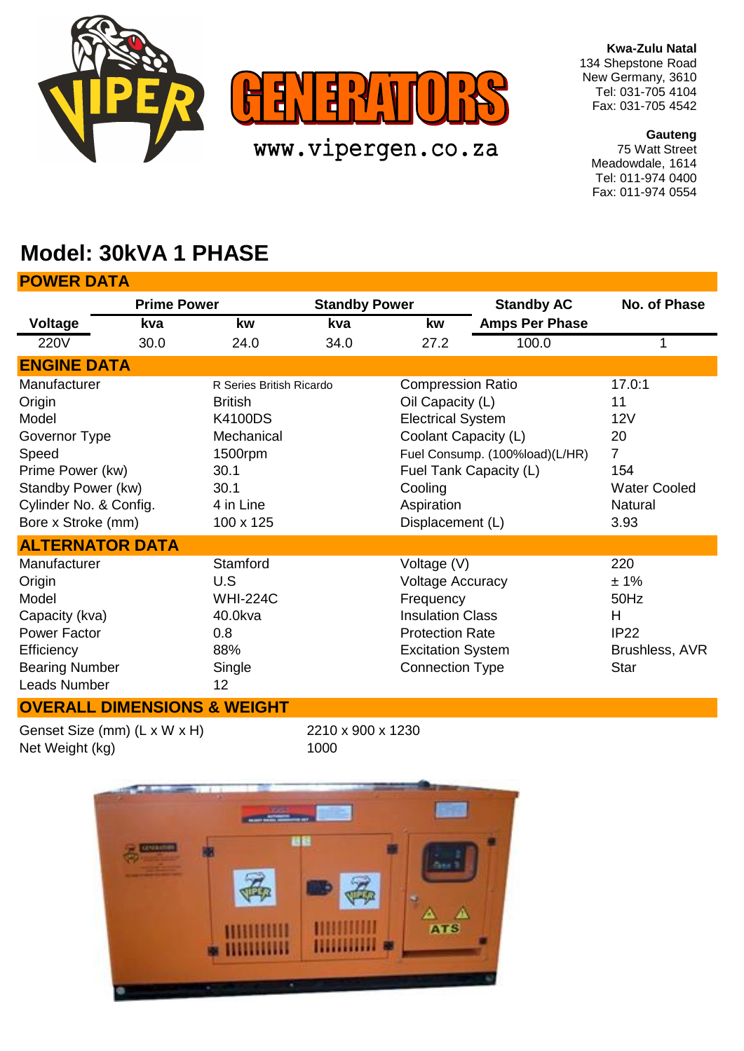VIPER GENERATORS

www.vipergen.co.za

**Kwa-Zulu Natal**
134 Shepstone Road
New Germany, 3610
Tel: 031-705 4104
Fax: 031-705 4542

**Gauteng**
75 Watt Street
Meadowdale, 1614
Tel: 011-974 0400
Fax: 011-974 0554

# Model: 30kVA 1 PHASE

## POWER DATA

| | Prime Power | | Standby Power | | Standby AC | No. of Phase |
|---|---|---|---|---|---|---|
| **Voltage** | **kva** | **kw** | **kva** | **kw** | **Amps Per Phase** | |
| 220V | 30.0 | 24.0 | 34.0 | 27.2 | 100.0 | 1 |

## ENGINE DATA

| | | | |
|---|---|---|---|
| Manufacturer | R Series British Ricardo | Compression Ratio | 17.0:1 |
| Origin | British | Oil Capacity (L) | 11 |
| Model | K4100DS | Electrical System | 12V |
| Governor Type | Mechanical | Coolant Capacity (L) | 20 |
| Speed | 1500rpm | Fuel Consump. (100%load)(L/HR) | 7 |
| Prime Power (kw) | 30.1 | Fuel Tank Capacity (L) | 154 |
| Standby Power (kw) | 30.1 | Cooling | Water Cooled |
| Cylinder No. & Config. | 4 in Line | Aspiration | Natural |
| Bore x Stroke (mm) | 100 x 125 | Displacement (L) | 3.93 |

## ALTERNATOR DATA

| | | | |
|---|---|---|---|
| Manufacturer | Stamford | Voltage (V) | 220 |
| Origin | U.S | Voltage Accuracy | ± 1% |
| Model | WHI-224C | Frequency | 50Hz |
| Capacity (kva) | 40.0kva | Insulation Class | H |
| Power Factor | 0.8 | Protection Rate | IP22 |
| Efficiency | 88% | Excitation System | Brushless, AVR |
| Bearing Number | Single | Connection Type | Star |
| Leads Number | 12 | | |

## OVERALL DIMENSIONS & WEIGHT

| | |
|---|---|
| Genset Size (mm) (L x W x H) | 2210 x 900 x 1230 |
| Net Weight (kg) | 1000 |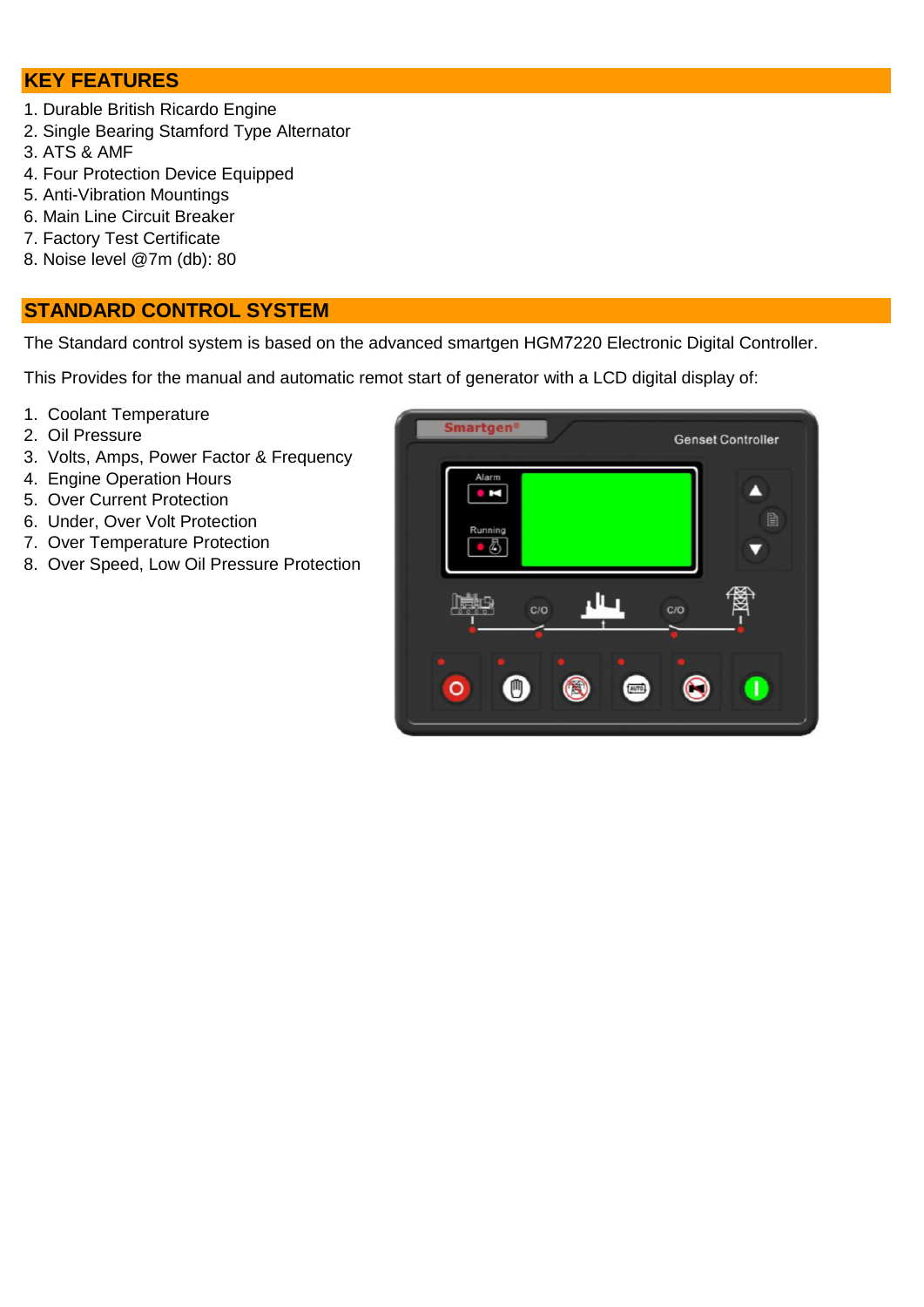## KEY FEATURES

1. Durable British Ricardo Engine
2. Single Bearing Stamford Type Alternator
3. ATS & AMF
4. Four Protection Device Equipped
5. Anti-Vibration Mountings
6. Main Line Circuit Breaker
7. Factory Test Certificate
8. Noise level @7m (db): 80

## STANDARD CONTROL SYSTEM

The Standard control system is based on the advanced smartgen HGM7220 Electronic Digital Controller.

This Provides for the manual and automatic remot start of generator with a LCD digital display of:

1. Coolant Temperature
2. Oil Pressure
3. Volts, Amps, Power Factor & Frequency
4. Engine Operation Hours
5. Over Current Protection
6. Under, Over Volt Protection
7. Over Temperature Protection
8. Over Speed, Low Oil Pressure Protection